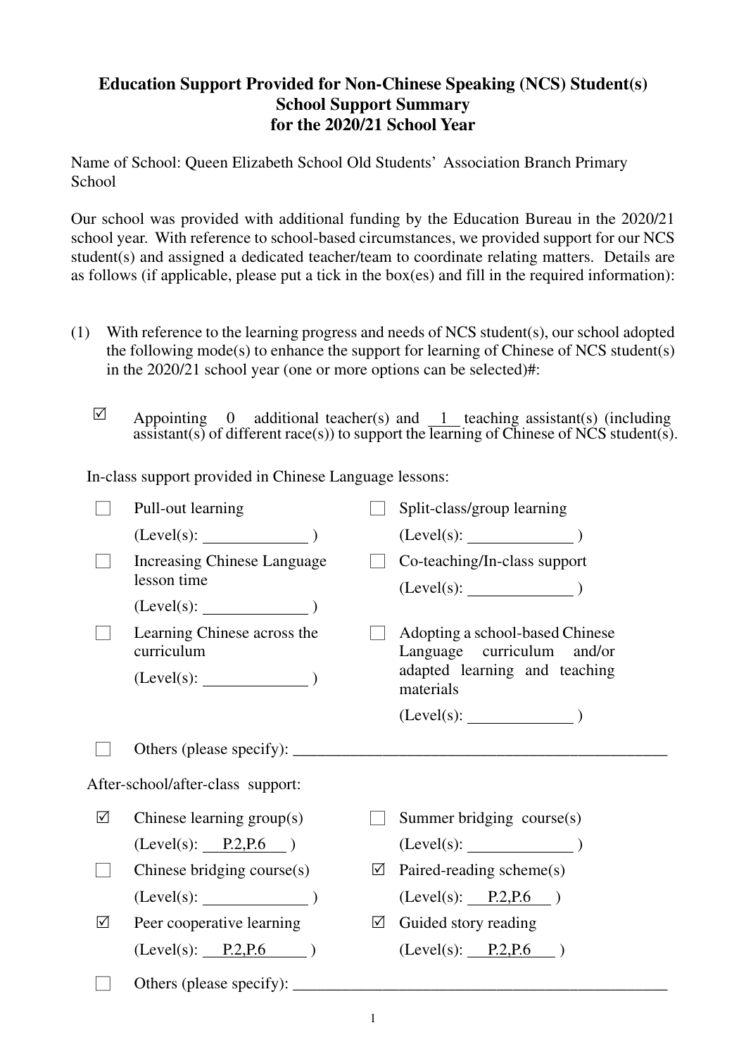# Education Support Provided for Non-Chinese Speaking (NCS) Student(s)
## School Support Summary
## for the 2020/21 School Year

Name of School: Queen Elizabeth School Old Students' Association Branch Primary School

Our school was provided with additional funding by the Education Bureau in the 2020/21 school year. With reference to school-based circumstances, we provided support for our NCS student(s) and assigned a dedicated teacher/team to coordinate relating matters. Details are as follows (if applicable, please put a tick in the box(es) and fill in the required information):

(1) With reference to the learning progress and needs of NCS student(s), our school adopted the following mode(s) to enhance the support for learning of Chinese of NCS student(s) in the 2020/21 school year (one or more options can be selected)#:

☑ Appointing 0 additional teacher(s) and 1 teaching assistant(s) (including assistant(s) of different race(s)) to support the learning of Chinese of NCS student(s).

In-class support provided in Chinese Language lessons:

☐ Pull-out learning (Level(s): ______ )

☐ Split-class/group learning (Level(s): ______ )

☐ Increasing Chinese Language lesson time (Level(s): ______ )

☐ Co-teaching/In-class support (Level(s): ______ )

☐ Learning Chinese across the curriculum (Level(s): ______ )

☐ Adopting a school-based Chinese Language curriculum and/or adapted learning and teaching materials (Level(s): ______ )

☐ Others (please specify): ______

After-school/after-class support:

☑ Chinese learning group(s) (Level(s): P.2,P.6 )

☐ Summer bridging course(s) (Level(s): ______ )

☐ Chinese bridging course(s) (Level(s): ______ )

☑ Paired-reading scheme(s) (Level(s): P.2,P.6 )

☑ Peer cooperative learning (Level(s): P.2,P.6 )

☑ Guided story reading (Level(s): P.2,P.6 )

☐ Others (please specify): ______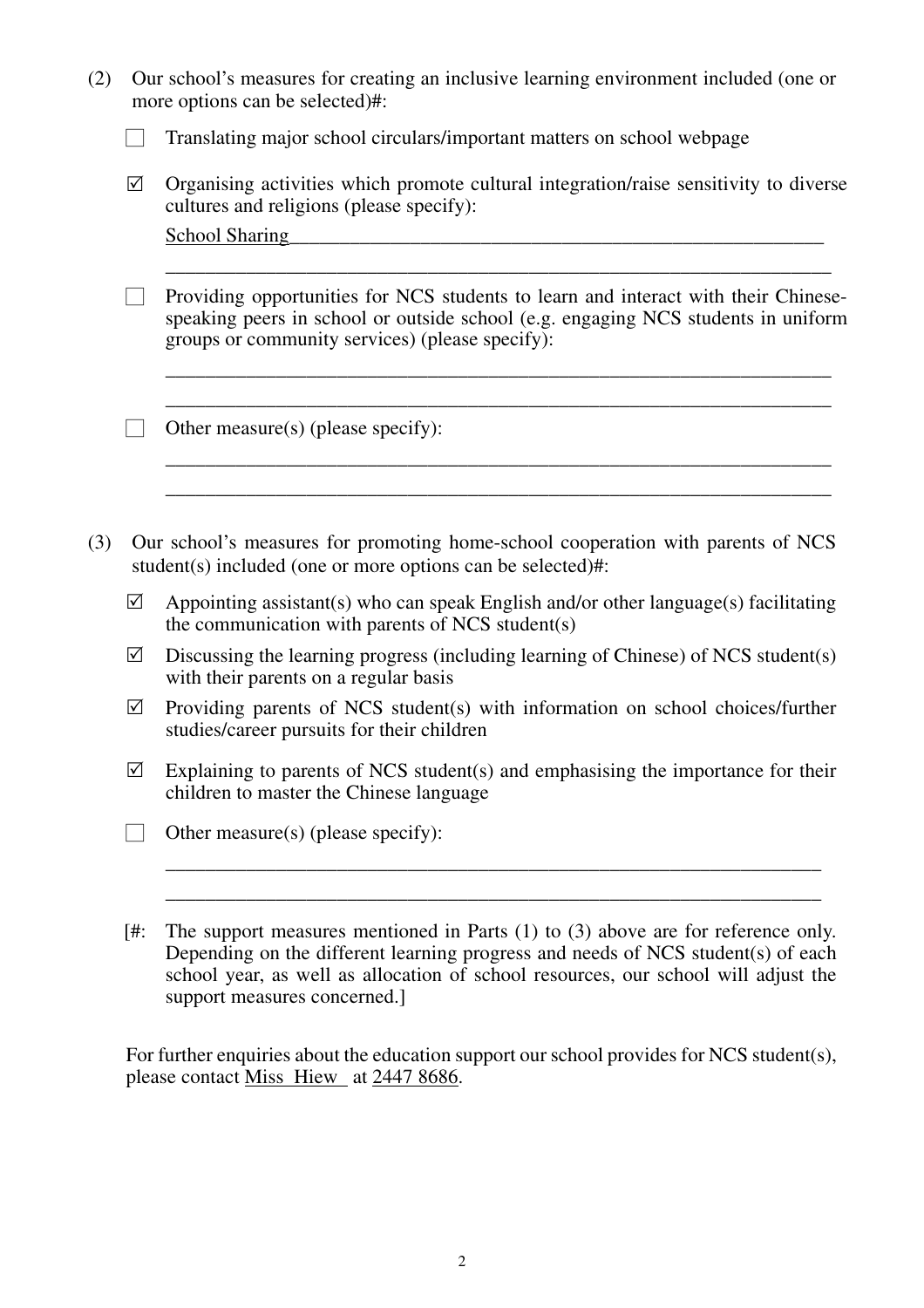(2) Our school's measures for creating an inclusive learning environment included (one or more options can be selected)#:

- ☐ Translating major school circulars/important matters on school webpage
- ☑ Organising activities which promote cultural integration/raise sensitivity to diverse cultures and religions (please specify):

  School Sharing

- ☐ Providing opportunities for NCS students to learn and interact with their Chinese-speaking peers in school or outside school (e.g. engaging NCS students in uniform groups or community services) (please specify):

- ☐ Other measure(s) (please specify):

(3) Our school's measures for promoting home-school cooperation with parents of NCS student(s) included (one or more options can be selected)#:

- ☑ Appointing assistant(s) who can speak English and/or other language(s) facilitating the communication with parents of NCS student(s)
- ☑ Discussing the learning progress (including learning of Chinese) of NCS student(s) with their parents on a regular basis
- ☑ Providing parents of NCS student(s) with information on school choices/further studies/career pursuits for their children
- ☑ Explaining to parents of NCS student(s) and emphasising the importance for their children to master the Chinese language
- ☐ Other measure(s) (please specify):

[#: The support measures mentioned in Parts (1) to (3) above are for reference only. Depending on the different learning progress and needs of NCS student(s) of each school year, as well as allocation of school resources, our school will adjust the support measures concerned.]

For further enquiries about the education support our school provides for NCS student(s), please contact Miss Hiew at 2447 8686.